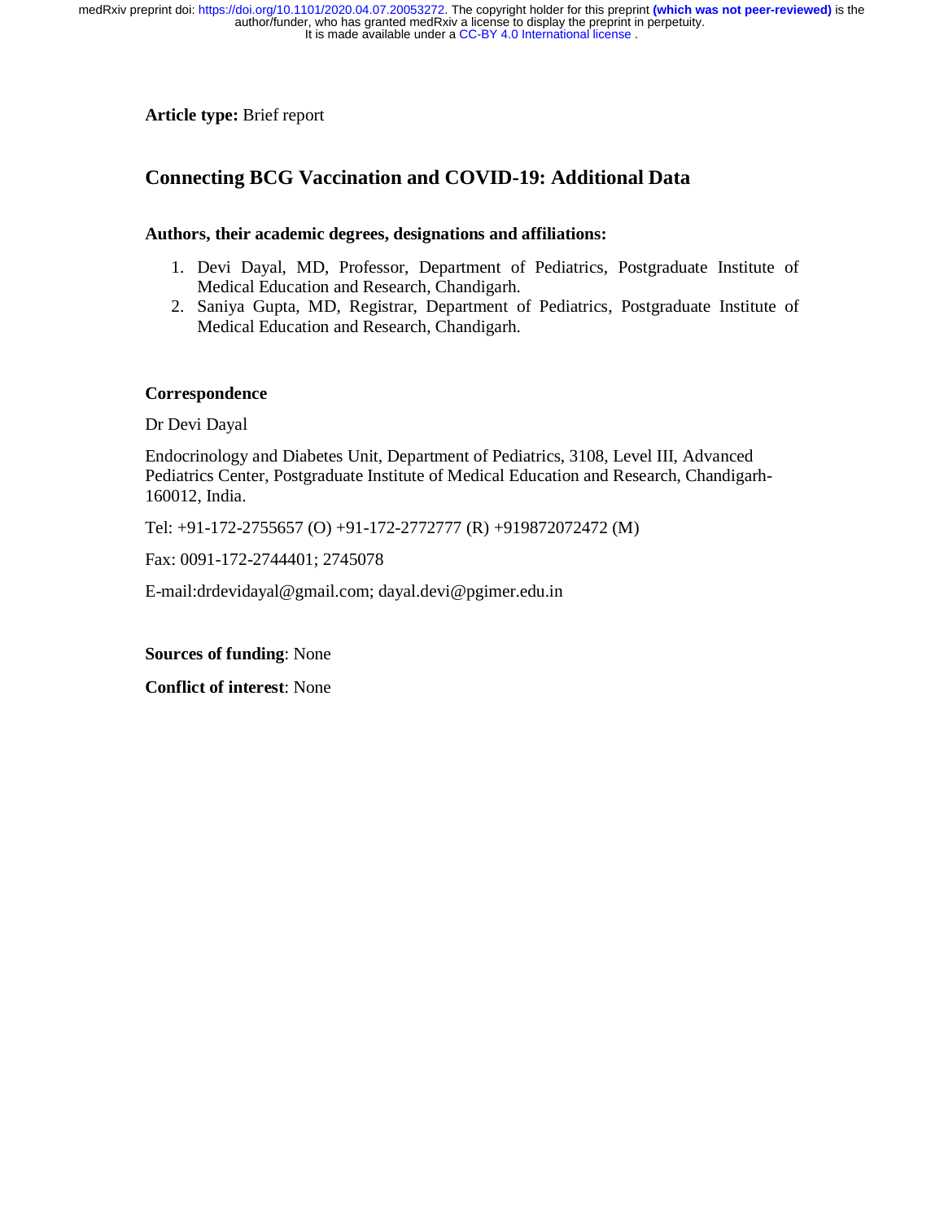**Article type:** Brief report

# Connecting BCG Vaccination and COVID-19: Additional Data

**Authors, their academic degrees, designations and affiliations:**

1. Devi Dayal, MD, Professor, Department of Pediatrics, Postgraduate Institute of Medical Education and Research, Chandigarh.
2. Saniya Gupta, MD, Registrar, Department of Pediatrics, Postgraduate Institute of Medical Education and Research, Chandigarh.

**Correspondence**

Dr Devi Dayal

Endocrinology and Diabetes Unit, Department of Pediatrics, 3108, Level III, Advanced Pediatrics Center, Postgraduate Institute of Medical Education and Research, Chandigarh-160012, India.

Tel: +91-172-2755657 (O) +91-172-2772777 (R) +919872072472 (M)

Fax: 0091-172-2744401; 2745078

E-mail:drdevidayal@gmail.com; dayal.devi@pgimer.edu.in

**Sources of funding**: None

**Conflict of interest**: None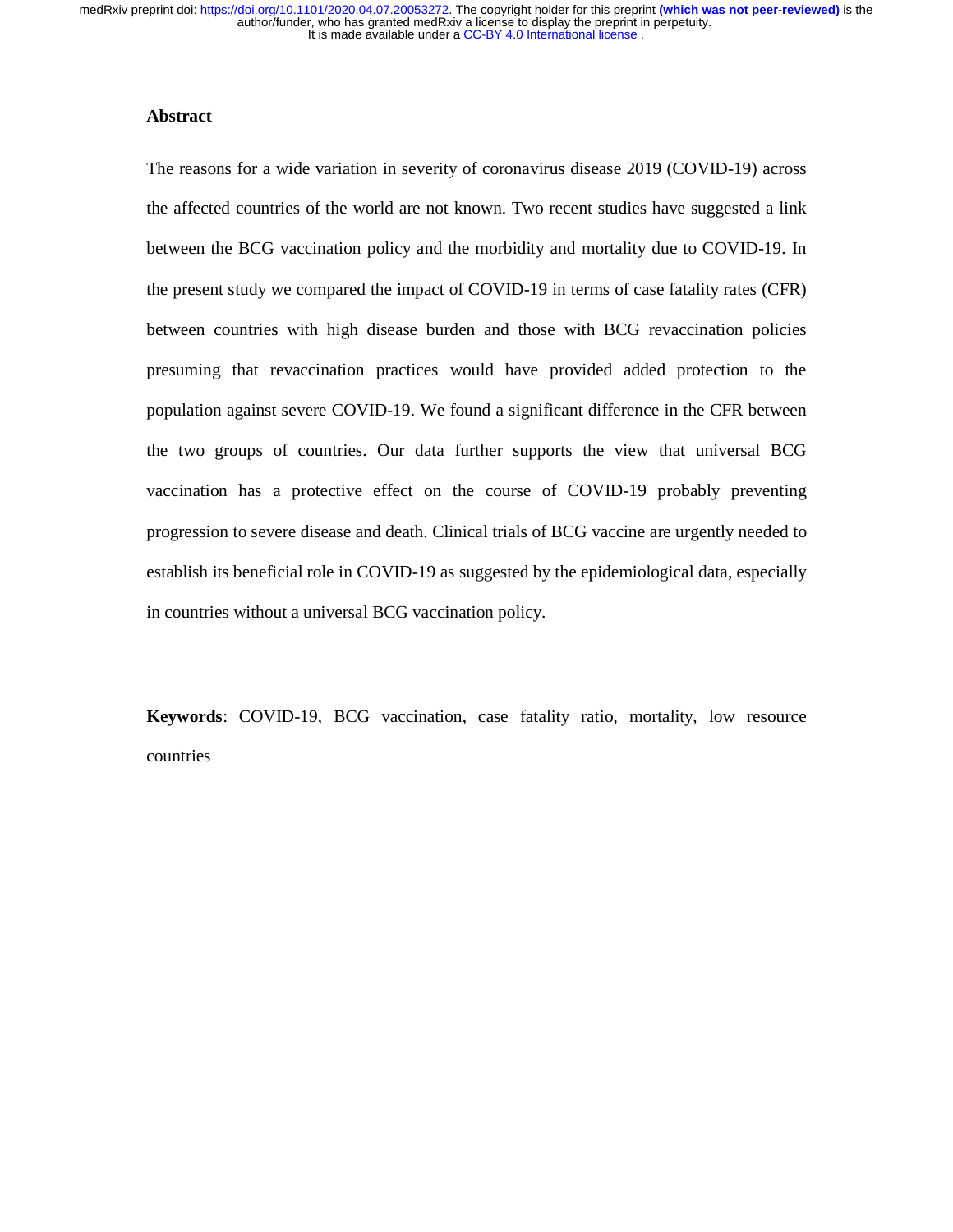## Abstract

The reasons for a wide variation in severity of coronavirus disease 2019 (COVID-19) across the affected countries of the world are not known. Two recent studies have suggested a link between the BCG vaccination policy and the morbidity and mortality due to COVID-19. In the present study we compared the impact of COVID-19 in terms of case fatality rates (CFR) between countries with high disease burden and those with BCG revaccination policies presuming that revaccination practices would have provided added protection to the population against severe COVID-19. We found a significant difference in the CFR between the two groups of countries. Our data further supports the view that universal BCG vaccination has a protective effect on the course of COVID-19 probably preventing progression to severe disease and death. Clinical trials of BCG vaccine are urgently needed to establish its beneficial role in COVID-19 as suggested by the epidemiological data, especially in countries without a universal BCG vaccination policy.

**Keywords**: COVID-19, BCG vaccination, case fatality ratio, mortality, low resource countries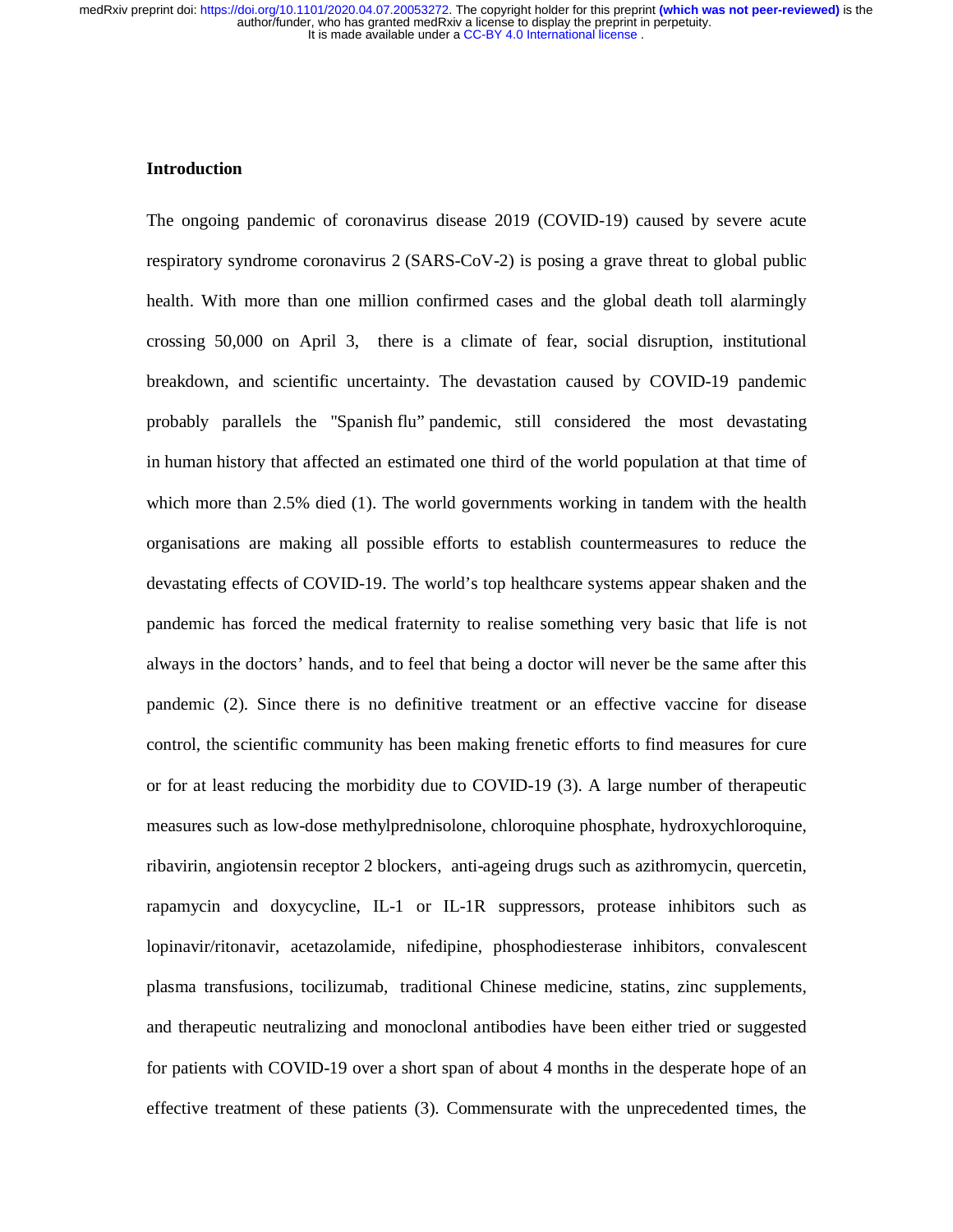## Introduction

The ongoing pandemic of coronavirus disease 2019 (COVID-19) caused by severe acute respiratory syndrome coronavirus 2 (SARS-CoV-2) is posing a grave threat to global public health. With more than one million confirmed cases and the global death toll alarmingly crossing 50,000 on April 3, there is a climate of fear, social disruption, institutional breakdown, and scientific uncertainty. The devastation caused by COVID-19 pandemic probably parallels the "Spanish flu" pandemic, still considered the most devastating in human history that affected an estimated one third of the world population at that time of which more than 2.5% died (1). The world governments working in tandem with the health organisations are making all possible efforts to establish countermeasures to reduce the devastating effects of COVID-19. The world's top healthcare systems appear shaken and the pandemic has forced the medical fraternity to realise something very basic that life is not always in the doctors' hands, and to feel that being a doctor will never be the same after this pandemic (2). Since there is no definitive treatment or an effective vaccine for disease control, the scientific community has been making frenetic efforts to find measures for cure or for at least reducing the morbidity due to COVID-19 (3). A large number of therapeutic measures such as low-dose methylprednisolone, chloroquine phosphate, hydroxychloroquine, ribavirin, angiotensin receptor 2 blockers, anti-ageing drugs such as azithromycin, quercetin, rapamycin and doxycycline, IL-1 or IL-1R suppressors, protease inhibitors such as lopinavir/ritonavir, acetazolamide, nifedipine, phosphodiesterase inhibitors, convalescent plasma transfusions, tocilizumab, traditional Chinese medicine, statins, zinc supplements, and therapeutic neutralizing and monoclonal antibodies have been either tried or suggested for patients with COVID-19 over a short span of about 4 months in the desperate hope of an effective treatment of these patients (3). Commensurate with the unprecedented times, the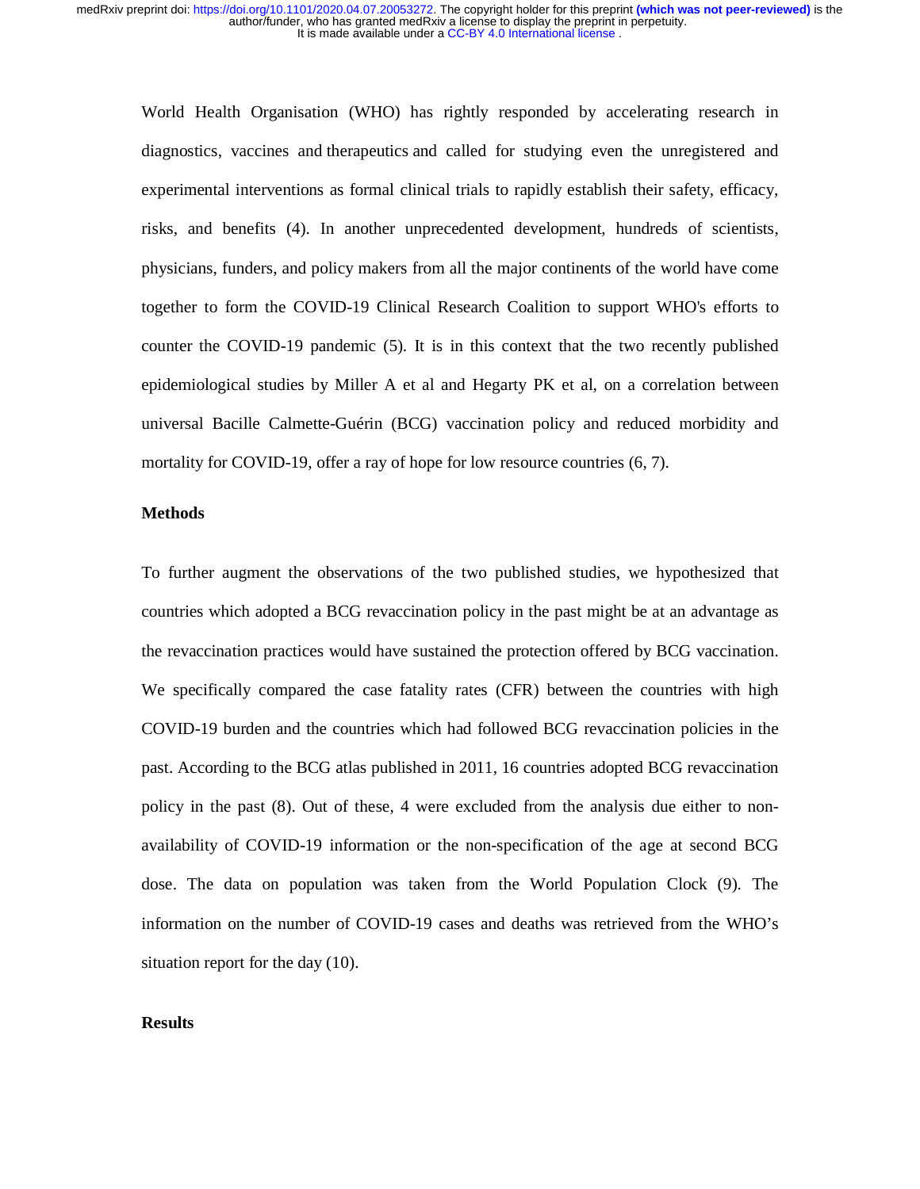World Health Organisation (WHO) has rightly responded by accelerating research in diagnostics, vaccines and therapeutics and called for studying even the unregistered and experimental interventions as formal clinical trials to rapidly establish their safety, efficacy, risks, and benefits (4). In another unprecedented development, hundreds of scientists, physicians, funders, and policy makers from all the major continents of the world have come together to form the COVID-19 Clinical Research Coalition to support WHO's efforts to counter the COVID-19 pandemic (5). It is in this context that the two recently published epidemiological studies by Miller A et al and Hegarty PK et al, on a correlation between universal Bacille Calmette-Guérin (BCG) vaccination policy and reduced morbidity and mortality for COVID-19, offer a ray of hope for low resource countries (6, 7).

## Methods

To further augment the observations of the two published studies, we hypothesized that countries which adopted a BCG revaccination policy in the past might be at an advantage as the revaccination practices would have sustained the protection offered by BCG vaccination. We specifically compared the case fatality rates (CFR) between the countries with high COVID-19 burden and the countries which had followed BCG revaccination policies in the past. According to the BCG atlas published in 2011, 16 countries adopted BCG revaccination policy in the past (8). Out of these, 4 were excluded from the analysis due either to non-availability of COVID-19 information or the non-specification of the age at second BCG dose. The data on population was taken from the World Population Clock (9). The information on the number of COVID-19 cases and deaths was retrieved from the WHO's situation report for the day (10).

## Results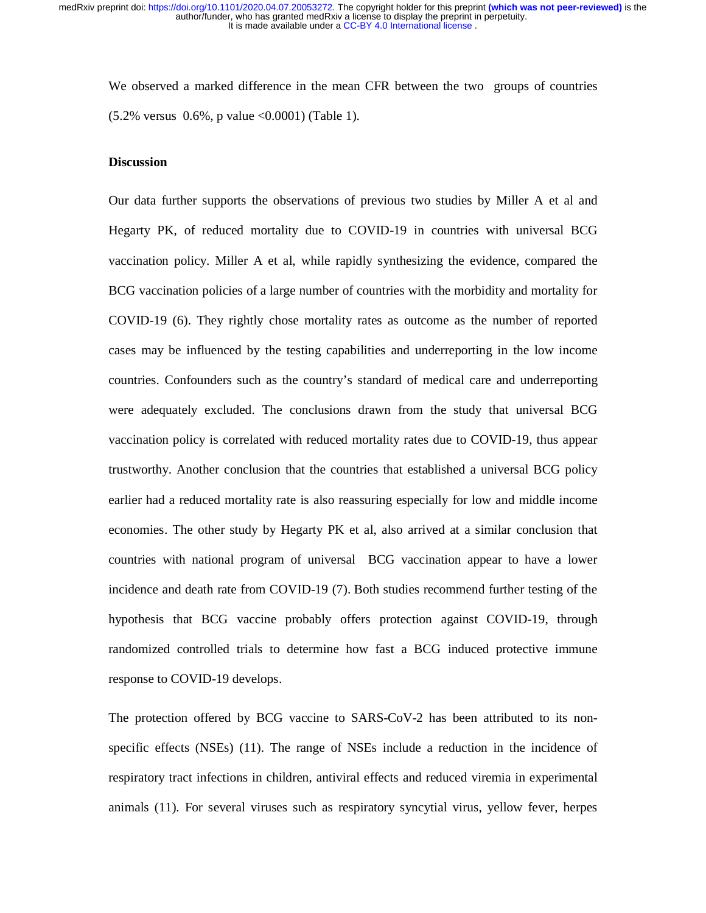We observed a marked difference in the mean CFR between the two groups of countries (5.2% versus 0.6%, p value <0.0001) (Table 1).

## Discussion

Our data further supports the observations of previous two studies by Miller A et al and Hegarty PK, of reduced mortality due to COVID-19 in countries with universal BCG vaccination policy. Miller A et al, while rapidly synthesizing the evidence, compared the BCG vaccination policies of a large number of countries with the morbidity and mortality for COVID-19 (6). They rightly chose mortality rates as outcome as the number of reported cases may be influenced by the testing capabilities and underreporting in the low income countries. Confounders such as the country's standard of medical care and underreporting were adequately excluded. The conclusions drawn from the study that universal BCG vaccination policy is correlated with reduced mortality rates due to COVID-19, thus appear trustworthy. Another conclusion that the countries that established a universal BCG policy earlier had a reduced mortality rate is also reassuring especially for low and middle income economies. The other study by Hegarty PK et al, also arrived at a similar conclusion that countries with national program of universal BCG vaccination appear to have a lower incidence and death rate from COVID-19 (7). Both studies recommend further testing of the hypothesis that BCG vaccine probably offers protection against COVID-19, through randomized controlled trials to determine how fast a BCG induced protective immune response to COVID-19 develops.

The protection offered by BCG vaccine to SARS-CoV-2 has been attributed to its non-specific effects (NSEs) (11). The range of NSEs include a reduction in the incidence of respiratory tract infections in children, antiviral effects and reduced viremia in experimental animals (11). For several viruses such as respiratory syncytial virus, yellow fever, herpes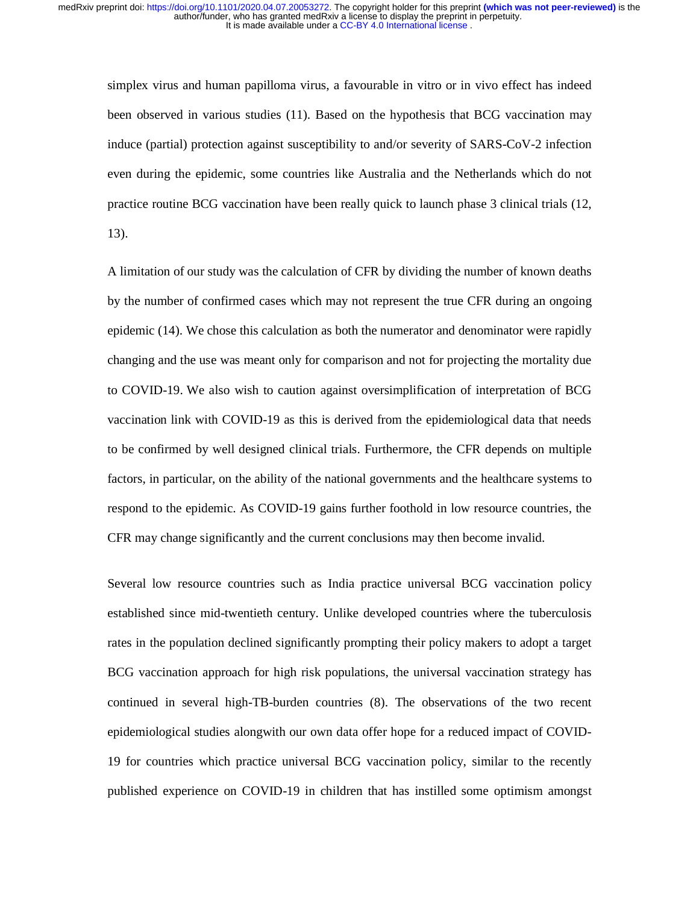simplex virus and human papilloma virus, a favourable in vitro or in vivo effect has indeed been observed in various studies (11). Based on the hypothesis that BCG vaccination may induce (partial) protection against susceptibility to and/or severity of SARS-CoV-2 infection even during the epidemic, some countries like Australia and the Netherlands which do not practice routine BCG vaccination have been really quick to launch phase 3 clinical trials (12, 13).

A limitation of our study was the calculation of CFR by dividing the number of known deaths by the number of confirmed cases which may not represent the true CFR during an ongoing epidemic (14). We chose this calculation as both the numerator and denominator were rapidly changing and the use was meant only for comparison and not for projecting the mortality due to COVID-19. We also wish to caution against oversimplification of interpretation of BCG vaccination link with COVID-19 as this is derived from the epidemiological data that needs to be confirmed by well designed clinical trials. Furthermore, the CFR depends on multiple factors, in particular, on the ability of the national governments and the healthcare systems to respond to the epidemic. As COVID-19 gains further foothold in low resource countries, the CFR may change significantly and the current conclusions may then become invalid.

Several low resource countries such as India practice universal BCG vaccination policy established since mid-twentieth century. Unlike developed countries where the tuberculosis rates in the population declined significantly prompting their policy makers to adopt a target BCG vaccination approach for high risk populations, the universal vaccination strategy has continued in several high-TB-burden countries (8). The observations of the two recent epidemiological studies alongwith our own data offer hope for a reduced impact of COVID-19 for countries which practice universal BCG vaccination policy, similar to the recently published experience on COVID-19 in children that has instilled some optimism amongst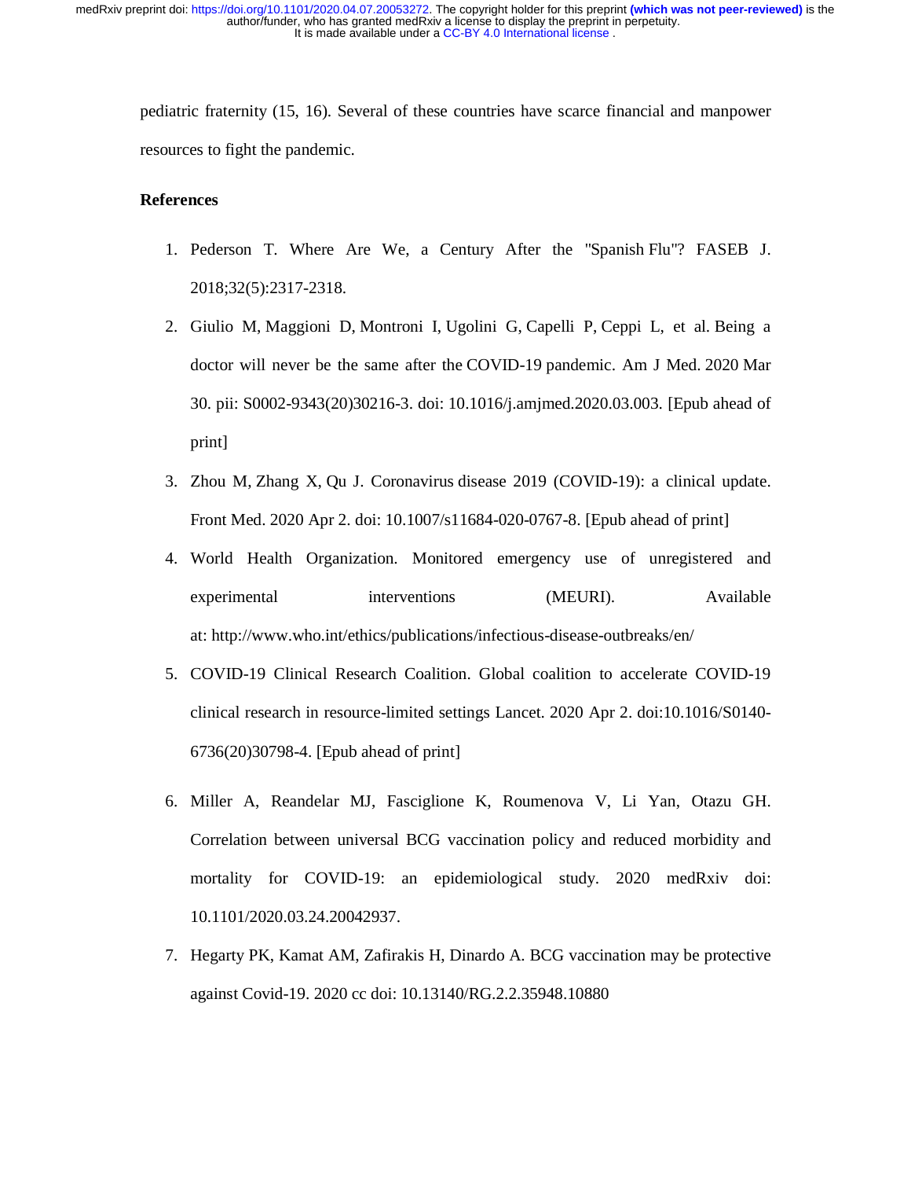pediatric fraternity (15, 16). Several of these countries have scarce financial and manpower resources to fight the pandemic.

**References**

1. Pederson T. Where Are We, a Century After the "Spanish Flu"? FASEB J. 2018;32(5):2317-2318.
2. Giulio M, Maggioni D, Montroni I, Ugolini G, Capelli P, Ceppi L, et al. Being a doctor will never be the same after the COVID-19 pandemic. Am J Med. 2020 Mar 30. pii: S0002-9343(20)30216-3. doi: 10.1016/j.amjmed.2020.03.003. [Epub ahead of print]
3. Zhou M, Zhang X, Qu J. Coronavirus disease 2019 (COVID-19): a clinical update. Front Med. 2020 Apr 2. doi: 10.1007/s11684-020-0767-8. [Epub ahead of print]
4. World Health Organization. Monitored emergency use of unregistered and experimental interventions (MEURI). Available at: http://www.who.int/ethics/publications/infectious-disease-outbreaks/en/
5. COVID-19 Clinical Research Coalition. Global coalition to accelerate COVID-19 clinical research in resource-limited settings Lancet. 2020 Apr 2. doi:10.1016/S0140-6736(20)30798-4. [Epub ahead of print]
6. Miller A, Reandelar MJ, Fasciglione K, Roumenova V, Li Yan, Otazu GH. Correlation between universal BCG vaccination policy and reduced morbidity and mortality for COVID-19: an epidemiological study. 2020 medRxiv doi: 10.1101/2020.03.24.20042937.
7. Hegarty PK, Kamat AM, Zafirakis H, Dinardo A. BCG vaccination may be protective against Covid-19. 2020 cc doi: 10.13140/RG.2.2.35948.10880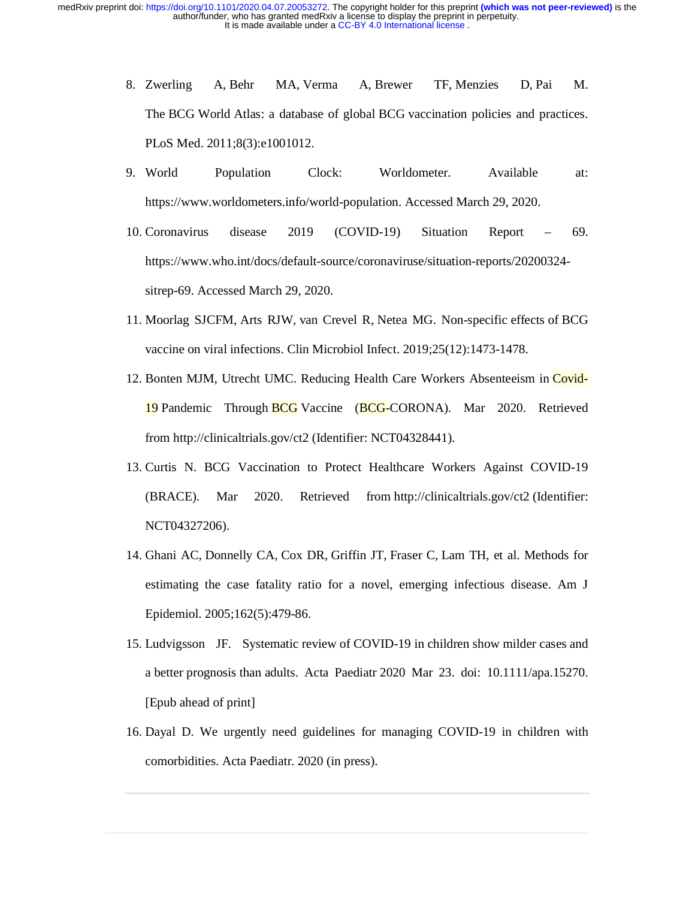8. Zwerling A, Behr MA, Verma A, Brewer TF, Menzies D, Pai M. The BCG World Atlas: a database of global BCG vaccination policies and practices. PLoS Med. 2011;8(3):e1001012.

9. World Population Clock: Worldometer. Available at: https://www.worldometers.info/world-population. Accessed March 29, 2020.

10. Coronavirus disease 2019 (COVID-19) Situation Report – 69. https://www.who.int/docs/default-source/coronaviruse/situation-reports/20200324-sitrep-69. Accessed March 29, 2020.

11. Moorlag SJCFM, Arts RJW, van Crevel R, Netea MG. Non-specific effects of BCG vaccine on viral infections. Clin Microbiol Infect. 2019;25(12):1473-1478.

12. Bonten MJM, Utrecht UMC. Reducing Health Care Workers Absenteeism in Covid-19 Pandemic Through BCG Vaccine (BCG-CORONA). Mar 2020. Retrieved from http://clinicaltrials.gov/ct2 (Identifier: NCT04328441).

13. Curtis N. BCG Vaccination to Protect Healthcare Workers Against COVID-19 (BRACE). Mar 2020. Retrieved from http://clinicaltrials.gov/ct2 (Identifier: NCT04327206).

14. Ghani AC, Donnelly CA, Cox DR, Griffin JT, Fraser C, Lam TH, et al. Methods for estimating the case fatality ratio for a novel, emerging infectious disease. Am J Epidemiol. 2005;162(5):479-86.

15. Ludvigsson JF. Systematic review of COVID-19 in children show milder cases and a better prognosis than adults. Acta Paediatr 2020 Mar 23. doi: 10.1111/apa.15270. [Epub ahead of print]

16. Dayal D. We urgently need guidelines for managing COVID-19 in children with comorbidities. Acta Paediatr. 2020 (in press).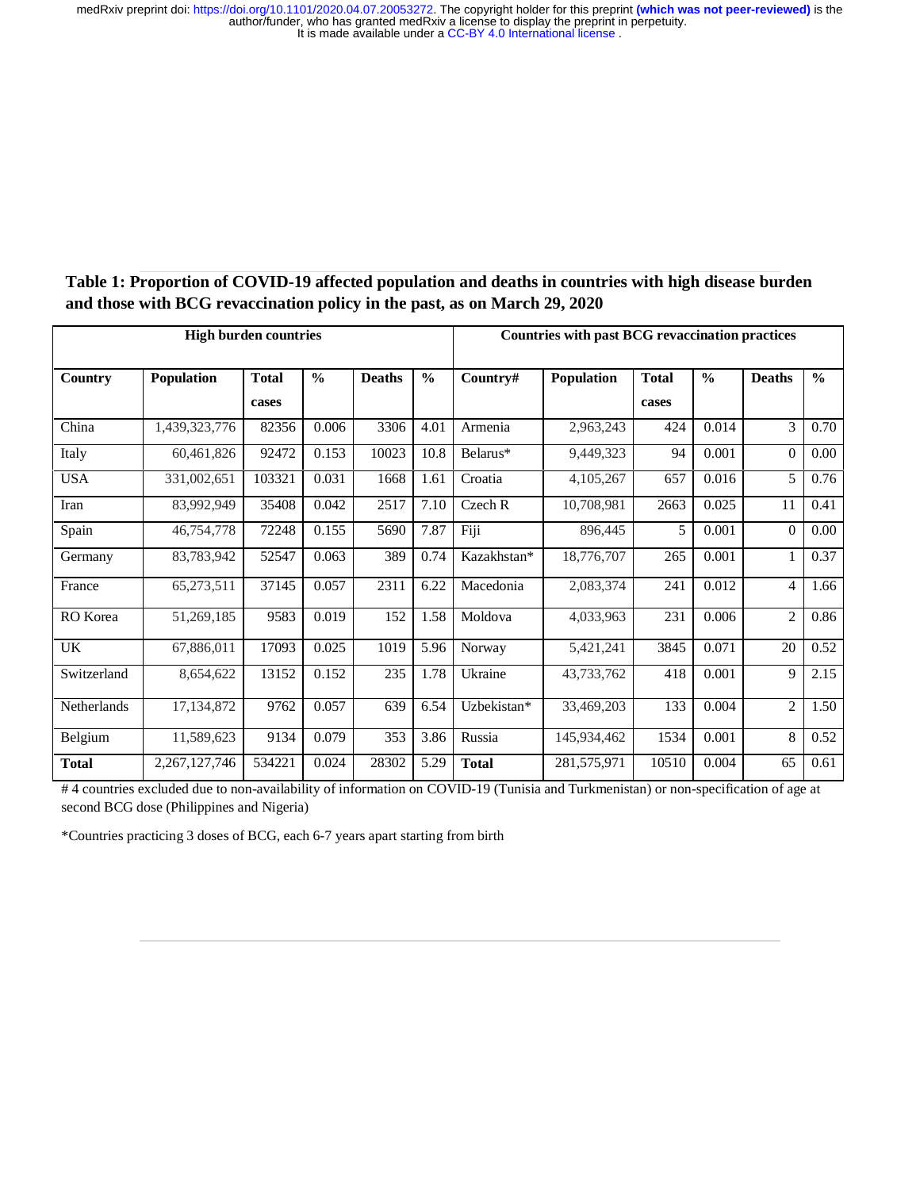**Table 1: Proportion of COVID-19 affected population and deaths in countries with high disease burden and those with BCG revaccination policy in the past, as on March 29, 2020**

| High burden countries | | | | | | Countries with past BCG revaccination practices | | | | | |
|---|---|---|---|---|---|---|---|---|---|---|---|
| **Country** | **Population** | **Total cases** | **%** | **Deaths** | **%** | **Country#** | **Population** | **Total cases** | **%** | **Deaths** | **%** |
| China | 1,439,323,776 | 82356 | 0.006 | 3306 | 4.01 | Armenia | 2,963,243 | 424 | 0.014 | 3 | 0.70 |
| Italy | 60,461,826 | 92472 | 0.153 | 10023 | 10.8 | Belarus* | 9,449,323 | 94 | 0.001 | 0 | 0.00 |
| USA | 331,002,651 | 103321 | 0.031 | 1668 | 1.61 | Croatia | 4,105,267 | 657 | 0.016 | 5 | 0.76 |
| Iran | 83,992,949 | 35408 | 0.042 | 2517 | 7.10 | Czech R | 10,708,981 | 2663 | 0.025 | 11 | 0.41 |
| Spain | 46,754,778 | 72248 | 0.155 | 5690 | 7.87 | Fiji | 896,445 | 5 | 0.001 | 0 | 0.00 |
| Germany | 83,783,942 | 52547 | 0.063 | 389 | 0.74 | Kazakhstan* | 18,776,707 | 265 | 0.001 | 1 | 0.37 |
| France | 65,273,511 | 37145 | 0.057 | 2311 | 6.22 | Macedonia | 2,083,374 | 241 | 0.012 | 4 | 1.66 |
| RO Korea | 51,269,185 | 9583 | 0.019 | 152 | 1.58 | Moldova | 4,033,963 | 231 | 0.006 | 2 | 0.86 |
| UK | 67,886,011 | 17093 | 0.025 | 1019 | 5.96 | Norway | 5,421,241 | 3845 | 0.071 | 20 | 0.52 |
| Switzerland | 8,654,622 | 13152 | 0.152 | 235 | 1.78 | Ukraine | 43,733,762 | 418 | 0.001 | 9 | 2.15 |
| Netherlands | 17,134,872 | 9762 | 0.057 | 639 | 6.54 | Uzbekistan* | 33,469,203 | 133 | 0.004 | 2 | 1.50 |
| Belgium | 11,589,623 | 9134 | 0.079 | 353 | 3.86 | Russia | 145,934,462 | 1534 | 0.001 | 8 | 0.52 |
| **Total** | 2,267,127,746 | 534221 | 0.024 | 28302 | 5.29 | **Total** | 281,575,971 | 10510 | 0.004 | 65 | 0.61 |

# 4 countries excluded due to non-availability of information on COVID-19 (Tunisia and Turkmenistan) or non-specification of age at second BCG dose (Philippines and Nigeria)

*Countries practicing 3 doses of BCG, each 6-7 years apart starting from birth